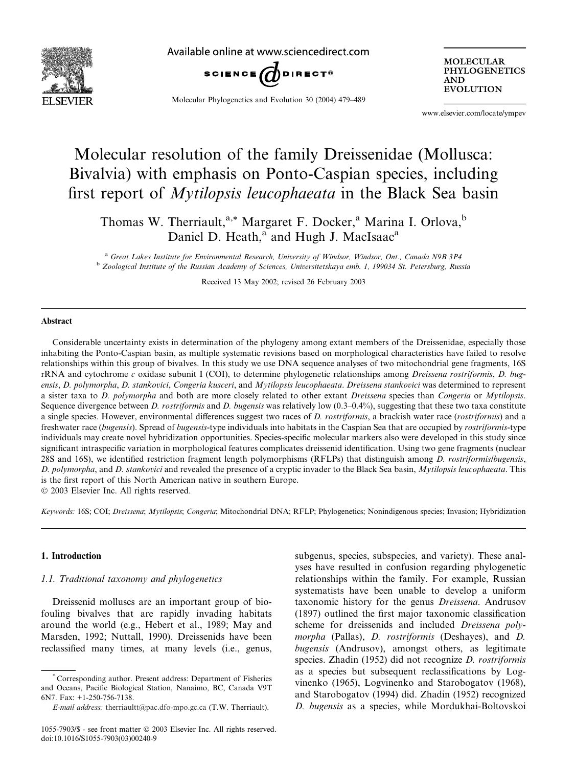# Molecular resolution of the family Dreissenidae (Mollusca: Bivalvia) with emphasis on Ponto-Caspian species, including first report of *Mytilopsis leucophaeata* in the Black Sea basin

Thomas W. Therriault,[a,*] Margaret F. Docker,[a] Marina I. Orlova,[b] Daniel D. Heath,[a] and Hugh J. MacIsaac[a]

[a] *Great Lakes Institute for Environmental Research, University of Windsor, Windsor, Ont., Canada N9B 3P4*

[b] *Zoological Institute of the Russian Academy of Sciences, Universitetskaya emb. 1, 199034 St. Petersburg, Russia*

Received 13 May 2002; revised 26 February 2003

## Abstract

Considerable uncertainty exists in determination of the phylogeny among extant members of the Dreissenidae, especially those inhabiting the Ponto-Caspian basin, as multiple systematic revisions based on morphological characteristics have failed to resolve relationships within this group of bivalves. In this study we use DNA sequence analyses of two mitochondrial gene fragments, 16S rRNA and cytochrome *c* oxidase subunit I (COI), to determine phylogenetic relationships among *Dreissena rostriformis*, *D. bugensis*, *D. polymorpha*, *D. stankovici*, *Congeria kusceri*, and *Mytilopsis leucophaeata*. *Dreissena stankovici* was determined to represent a sister taxa to *D. polymorpha* and both are more closely related to other extant *Dreissena* species than *Congeria* or *Mytilopsis*. Sequence divergence between *D. rostriformis* and *D. bugensis* was relatively low (0.3–0.4%), suggesting that these two taxa constitute a single species. However, environmental differences suggest two races of *D. rostriformis*, a brackish water race (*rostriformis*) and a freshwater race (*bugensis*). Spread of *bugensis*-type individuals into habitats in the Caspian Sea that are occupied by *rostriformis*-type individuals may create novel hybridization opportunities. Species-specific molecular markers also were developed in this study since significant intraspecific variation in morphological features complicates dreissenid identification. Using two gene fragments (nuclear 28S and 16S), we identified restriction fragment length polymorphisms (RFLPs) that distinguish among *D. rostriformis/bugensis*, *D. polymorpha*, and *D. stankovici* and revealed the presence of a cryptic invader to the Black Sea basin, *Mytilopsis leucophaeata*. This is the first report of this North American native in southern Europe.

© 2003 Elsevier Inc. All rights reserved.

*Keywords:* 16S; COI; *Dreissena*; *Mytilopsis*; *Congeria*; Mitochondrial DNA; RFLP; Phylogenetics; Nonindigenous species; Invasion; Hybridization

## 1. Introduction

### 1.1. Traditional taxonomy and phylogenetics

Dreissenid molluscs are an important group of biofouling bivalves that are rapidly invading habitats around the world (e.g., Hebert et al., 1989; May and Marsden, 1992; Nuttall, 1990). Dreissenids have been reclassified many times, at many levels (i.e., genus, subgenus, species, subspecies, and variety). These analyses have resulted in confusion regarding phylogenetic relationships within the family. For example, Russian systematists have been unable to develop a uniform taxonomic history for the genus *Dreissena*. Andrusov (1897) outlined the first major taxonomic classification scheme for dreissenids and included *Dreissena polymorpha* (Pallas), *D. rostriformis* (Deshayes), and *D. bugensis* (Andrusov), amongst others, as legitimate species. Zhadin (1952) did not recognize *D. rostriformis* as a species but subsequent reclassifications by Logvinenko (1965), Logvinenko and Starobogatov (1968), and Starobogatov (1994) did. Zhadin (1952) recognized *D. bugensis* as a species, while Mordukhai-Boltovskoi

---

\* Corresponding author. Present address: Department of Fisheries and Oceans, Pacific Biological Station, Nanaimo, BC, Canada V9T 6N7. Fax: +1-250-756-7138.

*E-mail address:* therriaultt@pac.dfo-mpo.gc.ca (T.W. Therriault).

1055-7903/$ - see front matter © 2003 Elsevier Inc. All rights reserved.
doi:10.1016/S1055-7903(03)00240-9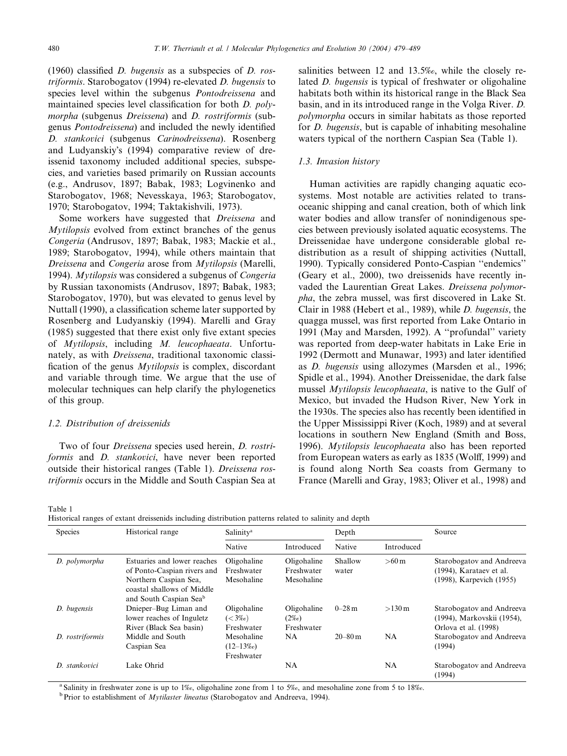(1960) classified *D. bugensis* as a subspecies of *D. rostriformis*. Starobogatov (1994) re-elevated *D. bugensis* to species level within the subgenus *Pontodreissena* and maintained species level classification for both *D. polymorpha* (subgenus *Dreissena*) and *D. rostriformis* (subgenus *Pontodreissena*) and included the newly identified *D. stankovici* (subgenus *Carinodreissena*). Rosenberg and Ludyanskiy's (1994) comparative review of dreissenid taxonomy included additional species, subspecies, and varieties based primarily on Russian accounts (e.g., Andrusov, 1897; Babak, 1983; Logvinenko and Starobogatov, 1968; Nevesskaya, 1963; Starobogatov, 1970; Starobogatov, 1994; Taktakishvili, 1973).

Some workers have suggested that *Dreissena* and *Mytilopsis* evolved from extinct branches of the genus *Congeria* (Andrusov, 1897; Babak, 1983; Mackie et al., 1989; Starobogatov, 1994), while others maintain that *Dreissena* and *Congeria* arose from *Mytilopsis* (Marelli, 1994). *Mytilopsis* was considered a subgenus of *Congeria* by Russian taxonomists (Andrusov, 1897; Babak, 1983; Starobogatov, 1970), but was elevated to genus level by Nuttall (1990), a classification scheme later supported by Rosenberg and Ludyanskiy (1994). Marelli and Gray (1985) suggested that there exist only five extant species of *Mytilopsis*, including *M. leucophaeata*. Unfortunately, as with *Dreissena*, traditional taxonomic classification of the genus *Mytilopsis* is complex, discordant and variable through time. We argue that the use of molecular techniques can help clarify the phylogenetics of this group.

### 1.2. Distribution of dreissenids

Two of four *Dreissena* species used herein, *D. rostriformis* and *D. stankovici*, have never been reported outside their historical ranges (Table 1). *Dreissena rostriformis* occurs in the Middle and South Caspian Sea at salinities between 12 and 13.5‰, while the closely related *D. bugensis* is typical of freshwater or oligohaline habitats both within its historical range in the Black Sea basin, and in its introduced range in the Volga River. *D. polymorpha* occurs in similar habitats as those reported for *D. bugensis*, but is capable of inhabiting mesohaline waters typical of the northern Caspian Sea (Table 1).

### 1.3. Invasion history

Human activities are rapidly changing aquatic ecosystems. Most notable are activities related to transoceanic shipping and canal creation, both of which link water bodies and allow transfer of nonindigenous species between previously isolated aquatic ecosystems. The Dreissenidae have undergone considerable global redistribution as a result of shipping activities (Nuttall, 1990). Typically considered Ponto-Caspian "endemics" (Geary et al., 2000), two dreissenids have recently invaded the Laurentian Great Lakes. *Dreissena polymorpha*, the zebra mussel, was first discovered in Lake St. Clair in 1988 (Hebert et al., 1989), while *D. bugensis*, the quagga mussel, was first reported from Lake Ontario in 1991 (May and Marsden, 1992). A "profundal" variety was reported from deep-water habitats in Lake Erie in 1992 (Dermott and Munawar, 1993) and later identified as *D. bugensis* using allozymes (Marsden et al., 1996; Spidle et al., 1994). Another Dreissenidae, the dark false mussel *Mytilopsis leucophaeata*, is native to the Gulf of Mexico, but invaded the Hudson River, New York in the 1930s. The species also has recently been identified in the Upper Mississippi River (Koch, 1989) and at several locations in southern New England (Smith and Boss, 1996). *Mytilopsis leucophaeata* also has been reported from European waters as early as 1835 (Wolff, 1999) and is found along North Sea coasts from Germany to France (Marelli and Gray, 1983; Oliver et al., 1998) and

Table 1
Historical ranges of extant dreissenids including distribution patterns related to salinity and depth

| Species | Historical range | Salinity[a] | | Depth | | Source |
|---|---|---|---|---|---|---|
| | | Native | Introduced | Native | Introduced | |
| *D. polymorpha* | Estuaries and lower reaches of Ponto-Caspian rivers and Northern Caspian Sea, coastal shallows of Middle and South Caspian Sea[b] | Oligohaline Freshwater Mesohaline | Oligohaline Freshwater Mesohaline | Shallow water | >60 m | Starobogatov and Andreeva (1994), Karataev et al. (1998), Karpevich (1955) |
| *D. bugensis* | Dnieper–Bug Liman and lower reaches of Inguletz River (Black Sea basin) | Oligohaline (<3‰) Freshwater | Oligohaline (2‰) Freshwater | 0–28 m | >130 m | Starobogatov and Andreeva (1994), Markovskii (1954), Orlova et al. (1998) |
| *D. rostriformis* | Middle and South Caspian Sea | Mesohaline (12–13‰) Freshwater | NA | 20–80 m | NA | Starobogatov and Andreeva (1994) |
| *D. stankovici* | Lake Ohrid | | NA | | NA | Starobogatov and Andreeva (1994) |

[a] Salinity in freshwater zone is up to 1‰, oligohaline zone from 1 to 5‰, and mesohaline zone from 5 to 18‰.
[b] Prior to establishment of *Mytilaster lineatus* (Starobogatov and Andreeva, 1994).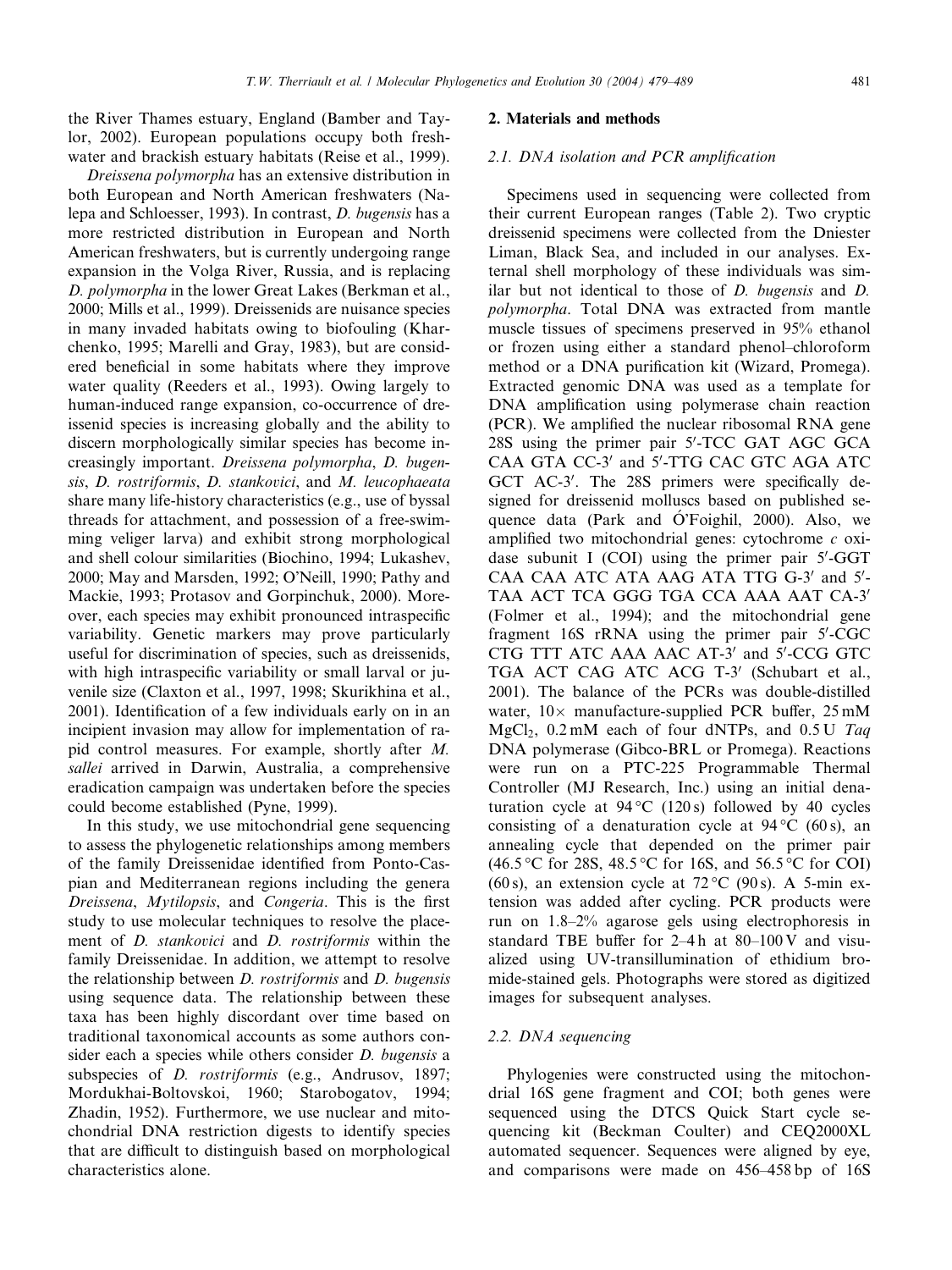the River Thames estuary, England (Bamber and Taylor, 2002). European populations occupy both freshwater and brackish estuary habitats (Reise et al., 1999).

*Dreissena polymorpha* has an extensive distribution in both European and North American freshwaters (Nalepa and Schloesser, 1993). In contrast, *D. bugensis* has a more restricted distribution in European and North American freshwaters, but is currently undergoing range expansion in the Volga River, Russia, and is replacing *D. polymorpha* in the lower Great Lakes (Berkman et al., 2000; Mills et al., 1999). Dreissenids are nuisance species in many invaded habitats owing to biofouling (Kharchenko, 1995; Marelli and Gray, 1983), but are considered beneficial in some habitats where they improve water quality (Reeders et al., 1993). Owing largely to human-induced range expansion, co-occurrence of dreissenid species is increasing globally and the ability to discern morphologically similar species has become increasingly important. *Dreissena polymorpha*, *D. bugensis*, *D. rostriformis*, *D. stankovici*, and *M. leucophaeata* share many life-history characteristics (e.g., use of byssal threads for attachment, and possession of a free-swimming veliger larva) and exhibit strong morphological and shell colour similarities (Biochino, 1994; Lukashev, 2000; May and Marsden, 1992; O'Neill, 1990; Pathy and Mackie, 1993; Protasov and Gorpinchuk, 2000). Moreover, each species may exhibit pronounced intraspecific variability. Genetic markers may prove particularly useful for discrimination of species, such as dreissenids, with high intraspecific variability or small larval or juvenile size (Claxton et al., 1997, 1998; Skurikhina et al., 2001). Identification of a few individuals early on in an incipient invasion may allow for implementation of rapid control measures. For example, shortly after *M. sallei* arrived in Darwin, Australia, a comprehensive eradication campaign was undertaken before the species could become established (Pyne, 1999).

In this study, we use mitochondrial gene sequencing to assess the phylogenetic relationships among members of the family Dreissenidae identified from Ponto-Caspian and Mediterranean regions including the genera *Dreissena*, *Mytilopsis*, and *Congeria*. This is the first study to use molecular techniques to resolve the placement of *D. stankovici* and *D. rostriformis* within the family Dreissenidae. In addition, we attempt to resolve the relationship between *D. rostriformis* and *D. bugensis* using sequence data. The relationship between these taxa has been highly discordant over time based on traditional taxonomical accounts as some authors consider each a species while others consider *D. bugensis* a subspecies of *D. rostriformis* (e.g., Andrusov, 1897; Mordukhai-Boltovskoi, 1960; Starobogatov, 1994; Zhadin, 1952). Furthermore, we use nuclear and mitochondrial DNA restriction digests to identify species that are difficult to distinguish based on morphological characteristics alone.

## 2. Materials and methods

### 2.1. DNA isolation and PCR amplification

Specimens used in sequencing were collected from their current European ranges (Table 2). Two cryptic dreissenid specimens were collected from the Dniester Liman, Black Sea, and included in our analyses. External shell morphology of these individuals was similar but not identical to those of *D. bugensis* and *D. polymorpha*. Total DNA was extracted from mantle muscle tissues of specimens preserved in 95% ethanol or frozen using either a standard phenol–chloroform method or a DNA purification kit (Wizard, Promega). Extracted genomic DNA was used as a template for DNA amplification using polymerase chain reaction (PCR). We amplified the nuclear ribosomal RNA gene 28S using the primer pair 5′-TCC GAT AGC GCA CAA GTA CC-3′ and 5′-TTG CAC GTC AGA ATC GCT AC-3′. The 28S primers were specifically designed for dreissenid molluscs based on published sequence data (Park and Ó'Foighil, 2000). Also, we amplified two mitochondrial genes: cytochrome *c* oxidase subunit I (COI) using the primer pair 5′-GGT CAA CAA ATC ATA AAG ATA TTG G-3′ and 5′-TAA ACT TCA GGG TGA CCA AAA AAT CA-3′ (Folmer et al., 1994); and the mitochondrial gene fragment 16S rRNA using the primer pair 5′-CGC CTG TTT ATC AAA AAC AT-3′ and 5′-CCG GTC TGA ACT CAG ATC ACG T-3′ (Schubart et al., 2001). The balance of the PCRs was double-distilled water, 10× manufacture-supplied PCR buffer, 25 mM $MgCl_2$, 0.2 mM each of four dNTPs, and 0.5 U *Taq* DNA polymerase (Gibco-BRL or Promega). Reactions were run on a PTC-225 Programmable Thermal Controller (MJ Research, Inc.) using an initial denaturation cycle at 94 °C (120 s) followed by 40 cycles consisting of a denaturation cycle at 94 °C (60 s), an annealing cycle that depended on the primer pair (46.5 °C for 28S, 48.5 °C for 16S, and 56.5 °C for COI) (60 s), an extension cycle at 72 °C (90 s). A 5-min extension was added after cycling. PCR products were run on 1.8–2% agarose gels using electrophoresis in standard TBE buffer for 2–4 h at 80–100 V and visualized using UV-transillumination of ethidium bromide-stained gels. Photographs were stored as digitized images for subsequent analyses.

### 2.2. DNA sequencing

Phylogenies were constructed using the mitochondrial 16S gene fragment and COI; both genes were sequenced using the DTCS Quick Start cycle sequencing kit (Beckman Coulter) and CEQ2000XL automated sequencer. Sequences were aligned by eye, and comparisons were made on 456–458 bp of 16S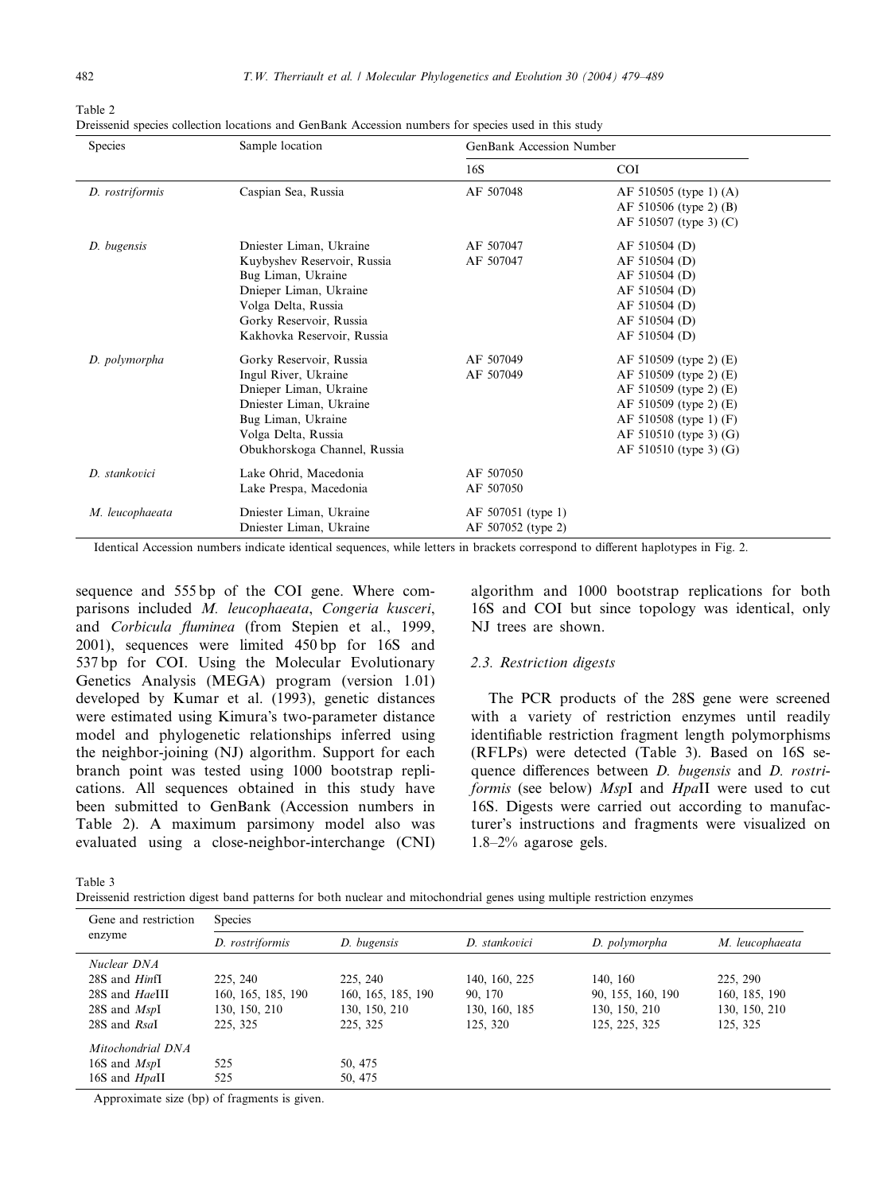Table 2

Dreissenid species collection locations and GenBank Accession numbers for species used in this study

| Species | Sample location | GenBank Accession Number | |
|---|---|---|---|
| | | 16S | COI |
| *D. rostriformis* | Caspian Sea, Russia | AF 507048 | AF 510505 (type 1) (A)<br>AF 510506 (type 2) (B)<br>AF 510507 (type 3) (C) |
| *D. bugensis* | Dniester Liman, Ukraine | AF 507047 | AF 510504 (D) |
| | Kuybyshev Reservoir, Russia | AF 507047 | AF 510504 (D) |
| | Bug Liman, Ukraine | | AF 510504 (D) |
| | Dnieper Liman, Ukraine | | AF 510504 (D) |
| | Volga Delta, Russia | | AF 510504 (D) |
| | Gorky Reservoir, Russia | | AF 510504 (D) |
| | Kakhovka Reservoir, Russia | | AF 510504 (D) |
| *D. polymorpha* | Gorky Reservoir, Russia | AF 507049 | AF 510509 (type 2) (E) |
| | Ingul River, Ukraine | AF 507049 | AF 510509 (type 2) (E) |
| | Dnieper Liman, Ukraine | | AF 510509 (type 2) (E) |
| | Dniester Liman, Ukraine | | AF 510509 (type 2) (E) |
| | Bug Liman, Ukraine | | AF 510508 (type 1) (F) |
| | Volga Delta, Russia | | AF 510510 (type 3) (G) |
| | Obukhorskoga Channel, Russia | | AF 510510 (type 3) (G) |
| *D. stankovici* | Lake Ohrid, Macedonia | AF 507050 | |
| | Lake Prespa, Macedonia | AF 507050 | |
| *M. leucophaeata* | Dniester Liman, Ukraine | AF 507051 (type 1) | |
| | Dniester Liman, Ukraine | AF 507052 (type 2) | |

Identical Accession numbers indicate identical sequences, while letters in brackets correspond to different haplotypes in Fig. 2.

sequence and 555 bp of the COI gene. Where comparisons included *M. leucophaeata*, *Congeria kusceri*, and *Corbicula fluminea* (from Stepien et al., 1999, 2001), sequences were limited 450 bp for 16S and 537 bp for COI. Using the Molecular Evolutionary Genetics Analysis (MEGA) program (version 1.01) developed by Kumar et al. (1993), genetic distances were estimated using Kimura's two-parameter distance model and phylogenetic relationships inferred using the neighbor-joining (NJ) algorithm. Support for each branch point was tested using 1000 bootstrap replications. All sequences obtained in this study have been submitted to GenBank (Accession numbers in Table 2). A maximum parsimony model also was evaluated using a close-neighbor-interchange (CNI) algorithm and 1000 bootstrap replications for both 16S and COI but since topology was identical, only NJ trees are shown.

### 2.3. Restriction digests

The PCR products of the 28S gene were screened with a variety of restriction enzymes until readily identifiable restriction fragment length polymorphisms (RFLPs) were detected (Table 3). Based on 16S sequence differences between *D. bugensis* and *D. rostriformis* (see below) *Msp*I and *Hpa*II were used to cut 16S. Digests were carried out according to manufacturer's instructions and fragments were visualized on 1.8–2% agarose gels.

Table 3

Dreissenid restriction digest band patterns for both nuclear and mitochondrial genes using multiple restriction enzymes

| Gene and restriction enzyme | Species | | | | |
|---|---|---|---|---|---|
| | *D. rostriformis* | *D. bugensis* | *D. stankovici* | *D. polymorpha* | *M. leucophaeata* |
| *Nuclear DNA* | | | | | |
| 28S and *Hin*fI | 225, 240 | 225, 240 | 140, 160, 225 | 140, 160 | 225, 290 |
| 28S and *Hae*III | 160, 165, 185, 190 | 160, 165, 185, 190 | 90, 170 | 90, 155, 160, 190 | 160, 185, 190 |
| 28S and *Msp*I | 130, 150, 210 | 130, 150, 210 | 130, 160, 185 | 130, 150, 210 | 130, 150, 210 |
| 28S and *Rsa*I | 225, 325 | 225, 325 | 125, 320 | 125, 225, 325 | 125, 325 |
| *Mitochondrial DNA* | | | | | |
| 16S and *Msp*I | 525 | 50, 475 | | | |
| 16S and *Hpa*II | 525 | 50, 475 | | | |

Approximate size (bp) of fragments is given.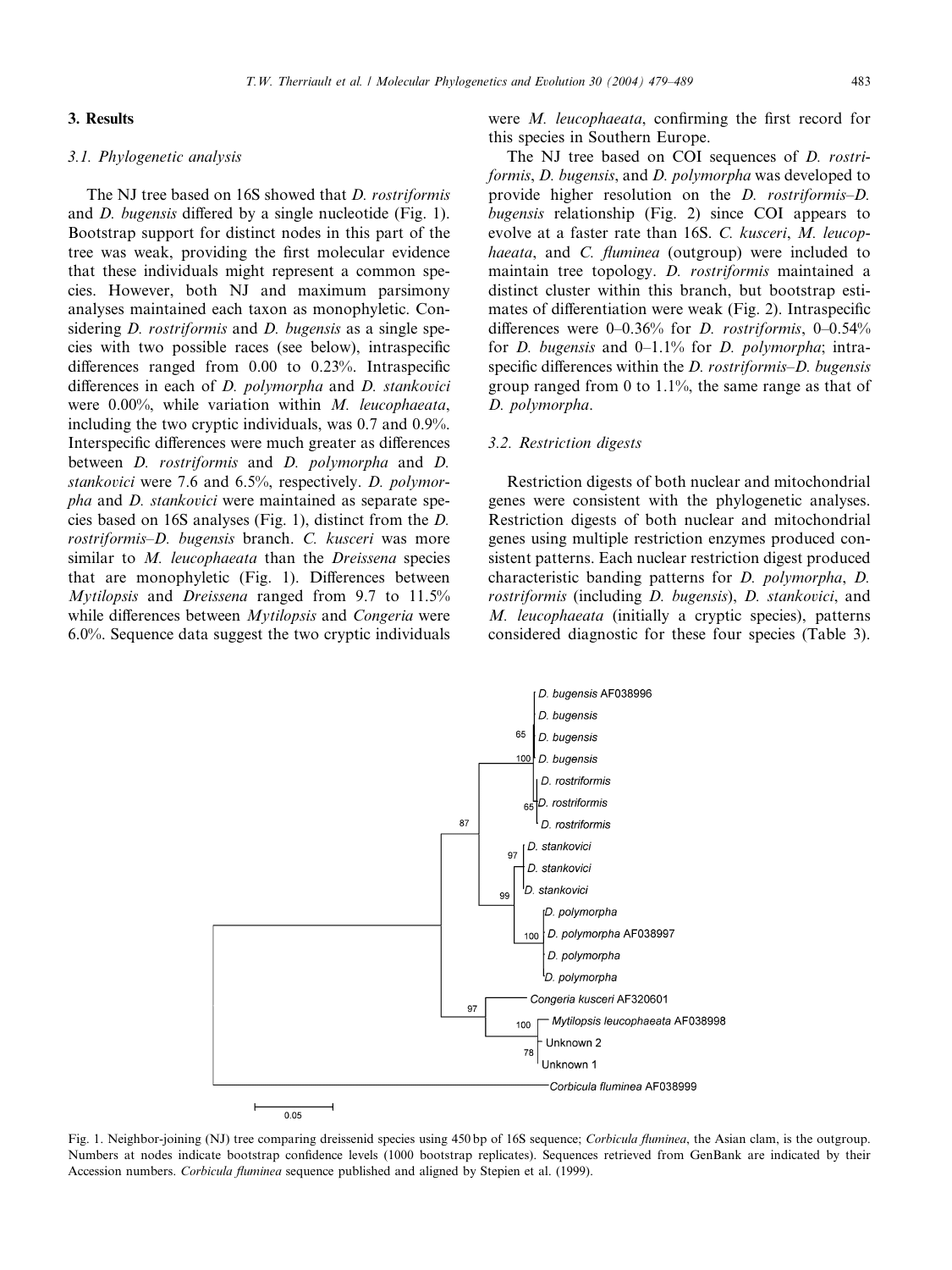## 3. Results

### 3.1. Phylogenetic analysis

The NJ tree based on 16S showed that *D. rostriformis* and *D. bugensis* differed by a single nucleotide (Fig. 1). Bootstrap support for distinct nodes in this part of the tree was weak, providing the first molecular evidence that these individuals might represent a common species. However, both NJ and maximum parsimony analyses maintained each taxon as monophyletic. Considering *D. rostriformis* and *D. bugensis* as a single species with two possible races (see below), intraspecific differences ranged from 0.00 to 0.23%. Intraspecific differences in each of *D. polymorpha* and *D. stankovici* were 0.00%, while variation within *M. leucophaeata*, including the two cryptic individuals, was 0.7 and 0.9%. Interspecific differences were much greater as differences between *D. rostriformis* and *D. polymorpha* and *D. stankovici* were 7.6 and 6.5%, respectively. *D. polymorpha* and *D. stankovici* were maintained as separate species based on 16S analyses (Fig. 1), distinct from the *D. rostriformis*–*D. bugensis* branch. *C. kusceri* was more similar to *M. leucophaeata* than the *Dreissena* species that are monophyletic (Fig. 1). Differences between *Mytilopsis* and *Dreissena* ranged from 9.7 to 11.5% while differences between *Mytilopsis* and *Congeria* were 6.0%. Sequence data suggest the two cryptic individuals were *M. leucophaeata*, confirming the first record for this species in Southern Europe.

The NJ tree based on COI sequences of *D. rostriformis*, *D. bugensis*, and *D. polymorpha* was developed to provide higher resolution on the *D. rostriformis*–*D. bugensis* relationship (Fig. 2) since COI appears to evolve at a faster rate than 16S. *C. kusceri*, *M. leucophaeata*, and *C. fluminea* (outgroup) were included to maintain tree topology. *D. rostriformis* maintained a distinct cluster within this branch, but bootstrap estimates of differentiation were weak (Fig. 2). Intraspecific differences were 0–0.36% for *D. rostriformis*, 0–0.54% for *D. bugensis* and 0–1.1% for *D. polymorpha*; intraspecific differences within the *D. rostriformis*–*D. bugensis* group ranged from 0 to 1.1%, the same range as that of *D. polymorpha*.

### 3.2. Restriction digests

Restriction digests of both nuclear and mitochondrial genes were consistent with the phylogenetic analyses. Restriction digests of both nuclear and mitochondrial genes using multiple restriction enzymes produced consistent patterns. Each nuclear restriction digest produced characteristic banding patterns for *D. polymorpha*, *D. rostriformis* (including *D. bugensis*), *D. stankovici*, and *M. leucophaeata* (initially a cryptic species), patterns considered diagnostic for these four species (Table 3).

Fig. 1. Neighbor-joining (NJ) tree comparing dreissenid species using 450 bp of 16S sequence; *Corbicula fluminea*, the Asian clam, is the outgroup. Numbers at nodes indicate bootstrap confidence levels (1000 bootstrap replicates). Sequences retrieved from GenBank are indicated by their Accession numbers. *Corbicula fluminea* sequence published and aligned by Stepien et al. (1999).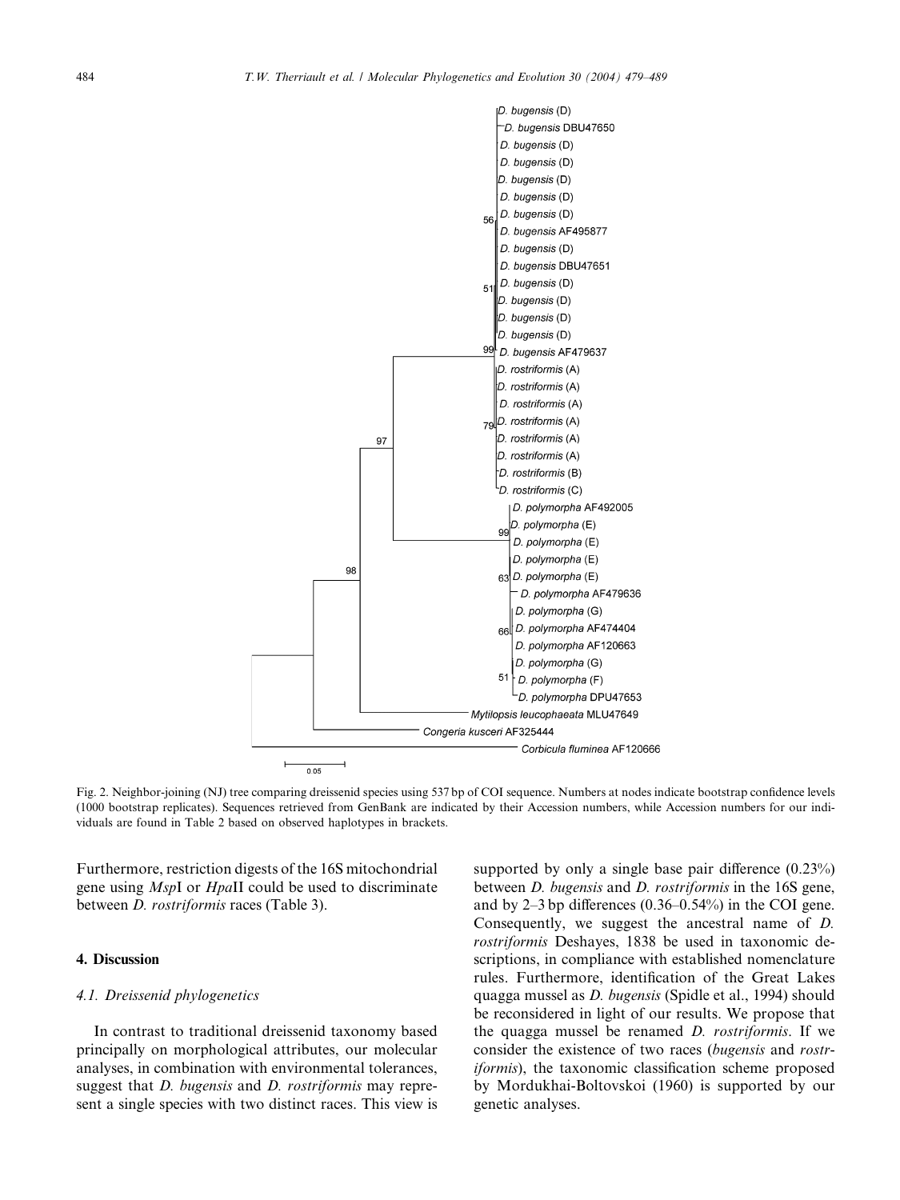Fig. 2. Neighbor-joining (NJ) tree comparing dreissenid species using 537 bp of COI sequence. Numbers at nodes indicate bootstrap confidence levels (1000 bootstrap replicates). Sequences retrieved from GenBank are indicated by their Accession numbers, while Accession numbers for our individuals are found in Table 2 based on observed haplotypes in brackets.

Furthermore, restriction digests of the 16S mitochondrial gene using *Msp*I or *Hpa*II could be used to discriminate between *D. rostriformis* races (Table 3).

## 4. Discussion

### 4.1. Dreissenid phylogenetics

In contrast to traditional dreissenid taxonomy based principally on morphological attributes, our molecular analyses, in combination with environmental tolerances, suggest that *D. bugensis* and *D. rostriformis* may represent a single species with two distinct races. This view is supported by only a single base pair difference (0.23%) between *D. bugensis* and *D. rostriformis* in the 16S gene, and by 2–3 bp differences (0.36–0.54%) in the COI gene. Consequently, we suggest the ancestral name of *D. rostriformis* Deshayes, 1838 be used in taxonomic descriptions, in compliance with established nomenclature rules. Furthermore, identification of the Great Lakes quagga mussel as *D. bugensis* (Spidle et al., 1994) should be reconsidered in light of our results. We propose that the quagga mussel be renamed *D. rostriformis*. If we consider the existence of two races (*bugensis* and *rostriformis*), the taxonomic classification scheme proposed by Mordukhai-Boltovskoi (1960) is supported by our genetic analyses.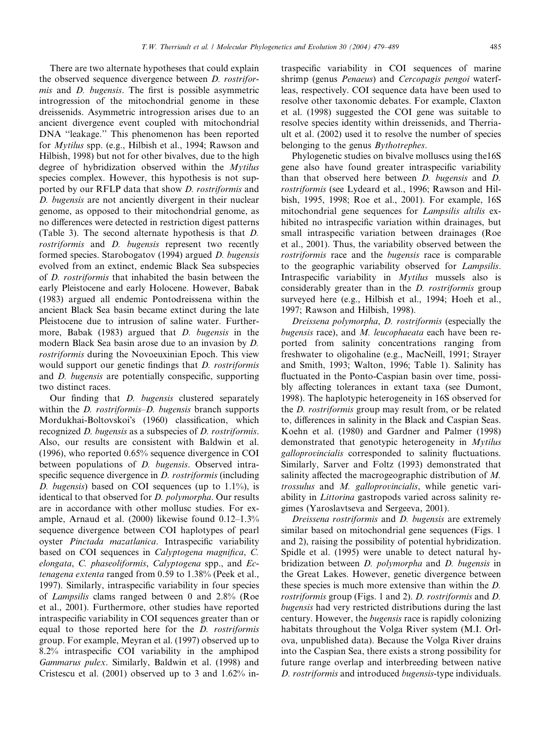There are two alternate hypotheses that could explain the observed sequence divergence between *D. rostriformis* and *D. bugensis*. The first is possible asymmetric introgression of the mitochondrial genome in these dreissenids. Asymmetric introgression arises due to an ancient divergence event coupled with mitochondrial DNA "leakage." This phenomenon has been reported for *Mytilus* spp. (e.g., Hilbish et al., 1994; Rawson and Hilbish, 1998) but not for other bivalves, due to the high degree of hybridization observed within the *Mytilus* species complex. However, this hypothesis is not supported by our RFLP data that show *D. rostriformis* and *D. bugensis* are not anciently divergent in their nuclear genome, as opposed to their mitochondrial genome, as no differences were detected in restriction digest patterns (Table 3). The second alternate hypothesis is that *D. rostriformis* and *D. bugensis* represent two recently formed species. Starobogatov (1994) argued *D. bugensis* evolved from an extinct, endemic Black Sea subspecies of *D. rostriformis* that inhabited the basin between the early Pleistocene and early Holocene. However, Babak (1983) argued all endemic Pontodreissena within the ancient Black Sea basin became extinct during the late Pleistocene due to intrusion of saline water. Furthermore, Babak (1983) argued that *D. bugensis* in the modern Black Sea basin arose due to an invasion by *D. rostriformis* during the Novoeuxinian Epoch. This view would support our genetic findings that *D. rostriformis* and *D. bugensis* are potentially conspecific, supporting two distinct races.

Our finding that *D. bugensis* clustered separately within the *D. rostriformis*–*D. bugensis* branch supports Mordukhai-Boltovskoi's (1960) classification, which recognized *D. bugensis* as a subspecies of *D. rostriformis*. Also, our results are consistent with Baldwin et al. (1996), who reported 0.65% sequence divergence in COI between populations of *D. bugensis*. Observed intraspecific sequence divergence in *D. rostriformis* (including *D. bugensis*) based on COI sequences (up to 1.1%), is identical to that observed for *D. polymorpha*. Our results are in accordance with other mollusc studies. For example, Arnaud et al. (2000) likewise found 0.12–1.3% sequence divergence between COI haplotypes of pearl oyster *Pinctada mazatlanica*. Intraspecific variability based on COI sequences in *Calyptogena magnifica*, *C. elongata*, *C. phaseoliformis*, *Calyptogena* spp., and *Ectenagena extenta* ranged from 0.59 to 1.38% (Peek et al., 1997). Similarly, intraspecific variability in four species of *Lampsilis* clams ranged between 0 and 2.8% (Roe et al., 2001). Furthermore, other studies have reported intraspecific variability in COI sequences greater than or equal to those reported here for the *D. rostriformis* group. For example, Meyran et al. (1997) observed up to 8.2% intraspecific COI variability in the amphipod *Gammarus pulex*. Similarly, Baldwin et al. (1998) and Cristescu et al. (2001) observed up to 3 and 1.62% intraspecific variability in COI sequences of marine shrimp (genus *Penaeus*) and *Cercopagis pengoi* waterfleas, respectively. COI sequence data have been used to resolve other taxonomic debates. For example, Claxton et al. (1998) suggested the COI gene was suitable to resolve species identity within dreissenids, and Therriault et al. (2002) used it to resolve the number of species belonging to the genus *Bythotrephes*.

Phylogenetic studies on bivalve molluscs using the16S gene also have found greater intraspecific variability than that observed here between *D. bugensis* and *D. rostriformis* (see Lydeard et al., 1996; Rawson and Hilbish, 1995, 1998; Roe et al., 2001). For example, 16S mitochondrial gene sequences for *Lampsilis altilis* exhibited no intraspecific variation within drainages, but small intraspecific variation between drainages (Roe et al., 2001). Thus, the variability observed between the *rostriformis* race and the *bugensis* race is comparable to the geographic variability observed for *Lampsilis*. Intraspecific variability in *Mytilus* mussels also is considerably greater than in the *D. rostriformis* group surveyed here (e.g., Hilbish et al., 1994; Hoeh et al., 1997; Rawson and Hilbish, 1998).

*Dreissena polymorpha*, *D. rostriformis* (especially the *bugensis* race), and *M. leucophaeata* each have been reported from salinity concentrations ranging from freshwater to oligohaline (e.g., MacNeill, 1991; Strayer and Smith, 1993; Walton, 1996; Table 1). Salinity has fluctuated in the Ponto-Caspian basin over time, possibly affecting tolerances in extant taxa (see Dumont, 1998). The haplotypic heterogeneity in 16S observed for the *D. rostriformis* group may result from, or be related to, differences in salinity in the Black and Caspian Seas. Koehn et al. (1980) and Gardner and Palmer (1998) demonstrated that genotypic heterogeneity in *Mytilus galloprovincialis* corresponded to salinity fluctuations. Similarly, Sarver and Foltz (1993) demonstrated that salinity affected the macrogeographic distribution of *M. trossulus* and *M. galloprovincialis*, while genetic variability in *Littorina* gastropods varied across salinity regimes (Yaroslavtseva and Sergeeva, 2001).

*Dreissena rostriformis* and *D. bugensis* are extremely similar based on mitochondrial gene sequences (Figs. 1 and 2), raising the possibility of potential hybridization. Spidle et al. (1995) were unable to detect natural hybridization between *D. polymorpha* and *D. bugensis* in the Great Lakes. However, genetic divergence between these species is much more extensive than within the *D. rostriformis* group (Figs. 1 and 2). *D. rostriformis* and *D. bugensis* had very restricted distributions during the last century. However, the *bugensis* race is rapidly colonizing habitats throughout the Volga River system (M.I. Orlova, unpublished data). Because the Volga River drains into the Caspian Sea, there exists a strong possibility for future range overlap and interbreeding between native *D. rostriformis* and introduced *bugensis*-type individuals.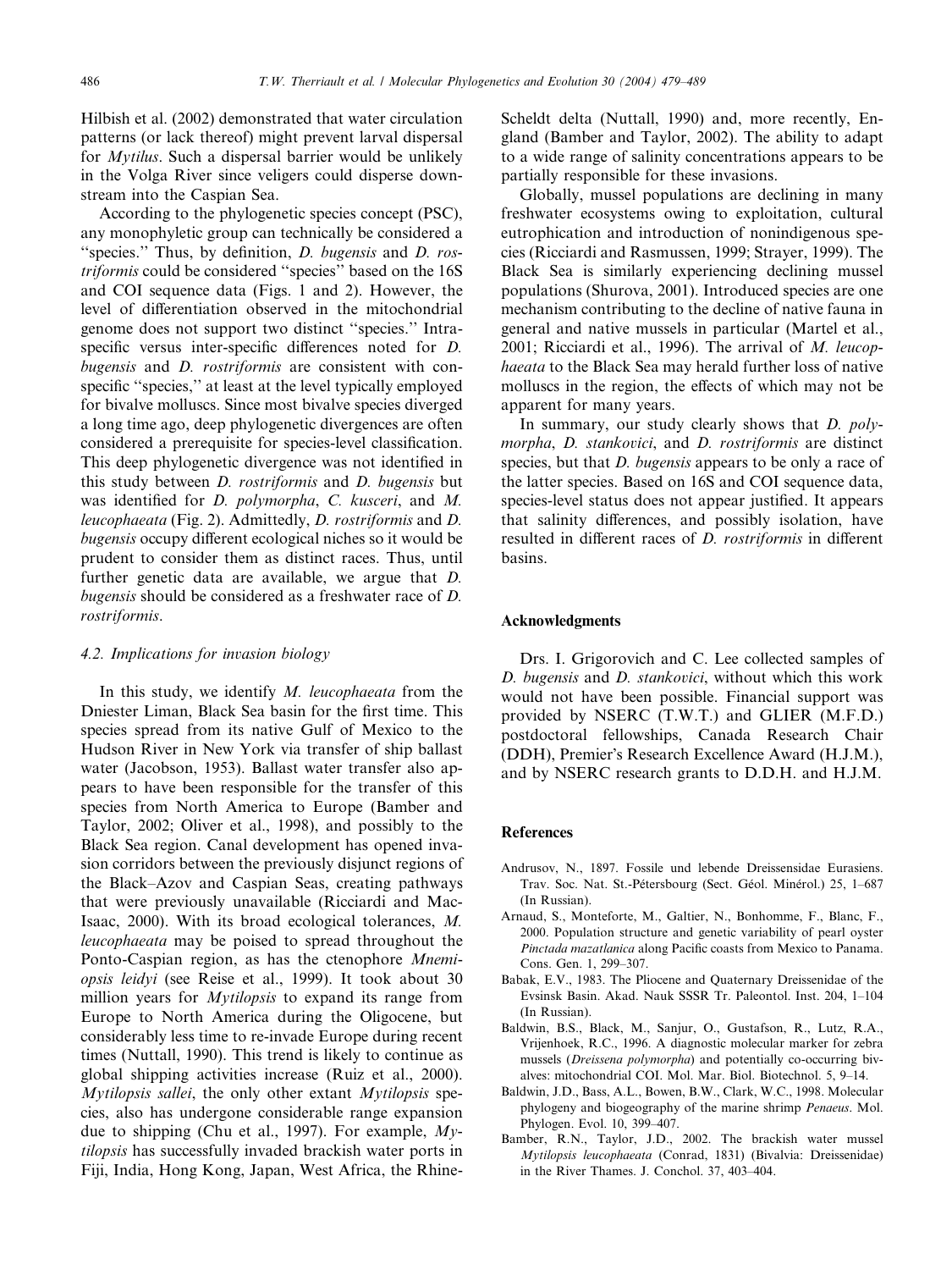Hilbish et al. (2002) demonstrated that water circulation patterns (or lack thereof) might prevent larval dispersal for *Mytilus*. Such a dispersal barrier would be unlikely in the Volga River since veligers could disperse downstream into the Caspian Sea.

According to the phylogenetic species concept (PSC), any monophyletic group can technically be considered a "species." Thus, by definition, *D. bugensis* and *D. rostriformis* could be considered "species" based on the 16S and COI sequence data (Figs. 1 and 2). However, the level of differentiation observed in the mitochondrial genome does not support two distinct "species." Intra-specific versus inter-specific differences noted for *D. bugensis* and *D. rostriformis* are consistent with conspecific "species," at least at the level typically employed for bivalve molluscs. Since most bivalve species diverged a long time ago, deep phylogenetic divergences are often considered a prerequisite for species-level classification. This deep phylogenetic divergence was not identified in this study between *D. rostriformis* and *D. bugensis* but was identified for *D. polymorpha*, *C. kusceri*, and *M. leucophaeata* (Fig. 2). Admittedly, *D. rostriformis* and *D. bugensis* occupy different ecological niches so it would be prudent to consider them as distinct races. Thus, until further genetic data are available, we argue that *D. bugensis* should be considered as a freshwater race of *D. rostriformis*.

### 4.2. Implications for invasion biology

In this study, we identify *M. leucophaeata* from the Dniester Liman, Black Sea basin for the first time. This species spread from its native Gulf of Mexico to the Hudson River in New York via transfer of ship ballast water (Jacobson, 1953). Ballast water transfer also appears to have been responsible for the transfer of this species from North America to Europe (Bamber and Taylor, 2002; Oliver et al., 1998), and possibly to the Black Sea region. Canal development has opened invasion corridors between the previously disjunct regions of the Black–Azov and Caspian Seas, creating pathways that were previously unavailable (Ricciardi and MacIsaac, 2000). With its broad ecological tolerances, *M. leucophaeata* may be poised to spread throughout the Ponto-Caspian region, as has the ctenophore *Mnemiopsis leidyi* (see Reise et al., 1999). It took about 30 million years for *Mytilopsis* to expand its range from Europe to North America during the Oligocene, but considerably less time to re-invade Europe during recent times (Nuttall, 1990). This trend is likely to continue as global shipping activities increase (Ruiz et al., 2000). *Mytilopsis sallei*, the only other extant *Mytilopsis* species, also has undergone considerable range expansion due to shipping (Chu et al., 1997). For example, *Mytilopsis* has successfully invaded brackish water ports in Fiji, India, Hong Kong, Japan, West Africa, the Rhine-Scheldt delta (Nuttall, 1990) and, more recently, England (Bamber and Taylor, 2002). The ability to adapt to a wide range of salinity concentrations appears to be partially responsible for these invasions.

Globally, mussel populations are declining in many freshwater ecosystems owing to exploitation, cultural eutrophication and introduction of nonindigenous species (Ricciardi and Rasmussen, 1999; Strayer, 1999). The Black Sea is similarly experiencing declining mussel populations (Shurova, 2001). Introduced species are one mechanism contributing to the decline of native fauna in general and native mussels in particular (Martel et al., 2001; Ricciardi et al., 1996). The arrival of *M. leucophaeata* to the Black Sea may herald further loss of native molluscs in the region, the effects of which may not be apparent for many years.

In summary, our study clearly shows that *D. polymorpha*, *D. stankovici*, and *D. rostriformis* are distinct species, but that *D. bugensis* appears to be only a race of the latter species. Based on 16S and COI sequence data, species-level status does not appear justified. It appears that salinity differences, and possibly isolation, have resulted in different races of *D. rostriformis* in different basins.

## Acknowledgments

Drs. I. Grigorovich and C. Lee collected samples of *D. bugensis* and *D. stankovici*, without which this work would not have been possible. Financial support was provided by NSERC (T.W.T.) and GLIER (M.F.D.) postdoctoral fellowships, Canada Research Chair (DDH), Premier's Research Excellence Award (H.J.M.), and by NSERC research grants to D.D.H. and H.J.M.

## References

Andrusov, N., 1897. Fossile und lebende Dreissensidae Eurasiens. Trav. Soc. Nat. St.-Pétersbourg (Sect. Géol. Minérol.) 25, 1–687 (In Russian).

Arnaud, S., Monteforte, M., Galtier, N., Bonhomme, F., Blanc, F., 2000. Population structure and genetic variability of pearl oyster *Pinctada mazatlanica* along Pacific coasts from Mexico to Panama. Cons. Gen. 1, 299–307.

Babak, E.V., 1983. The Pliocene and Quaternary Dreissenidae of the Evsinsk Basin. Akad. Nauk SSSR Tr. Paleontol. Inst. 204, 1–104 (In Russian).

Baldwin, B.S., Black, M., Sanjur, O., Gustafson, R., Lutz, R.A., Vrijenhoek, R.C., 1996. A diagnostic molecular marker for zebra mussels (*Dreissena polymorpha*) and potentially co-occurring bivalves: mitochondrial COI. Mol. Mar. Biol. Biotechnol. 5, 9–14.

Baldwin, J.D., Bass, A.L., Bowen, B.W., Clark, W.C., 1998. Molecular phylogeny and biogeography of the marine shrimp *Penaeus*. Mol. Phylogen. Evol. 10, 399–407.

Bamber, R.N., Taylor, J.D., 2002. The brackish water mussel *Mytilopsis leucophaeata* (Conrad, 1831) (Bivalvia: Dreissenidae) in the River Thames. J. Conchol. 37, 403–404.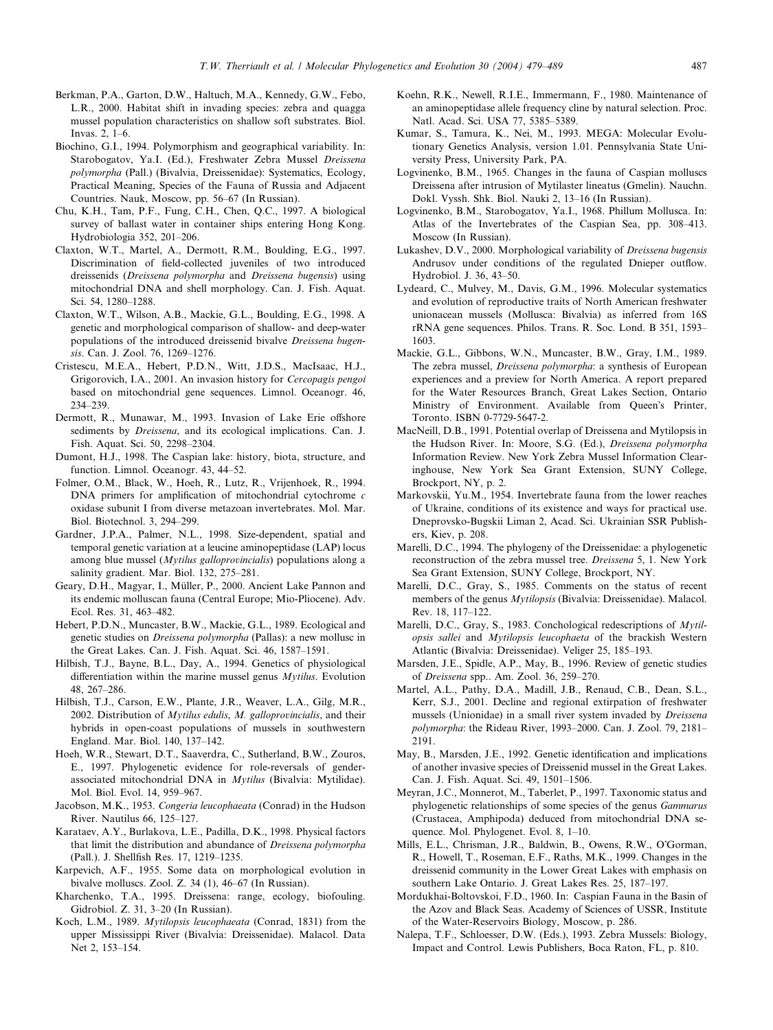Berkman, P.A., Garton, D.W., Haltuch, M.A., Kennedy, G.W., Febo, L.R., 2000. Habitat shift in invading species: zebra and quagga mussel population characteristics on shallow soft substrates. Biol. Invas. 2, 1–6.

Biochino, G.I., 1994. Polymorphism and geographical variability. In: Starobogatov, Ya.I. (Ed.), Freshwater Zebra Mussel *Dreissena polymorpha* (Pall.) (Bivalvia, Dreissenidae): Systematics, Ecology, Practical Meaning, Species of the Fauna of Russia and Adjacent Countries. Nauk, Moscow, pp. 56–67 (In Russian).

Chu, K.H., Tam, P.F., Fung, C.H., Chen, Q.C., 1997. A biological survey of ballast water in container ships entering Hong Kong. Hydrobiologia 352, 201–206.

Claxton, W.T., Martel, A., Dermott, R.M., Boulding, E.G., 1997. Discrimination of field-collected juveniles of two introduced dreissenids (*Dreissena polymorpha* and *Dreissena bugensis*) using mitochondrial DNA and shell morphology. Can. J. Fish. Aquat. Sci. 54, 1280–1288.

Claxton, W.T., Wilson, A.B., Mackie, G.L., Boulding, E.G., 1998. A genetic and morphological comparison of shallow- and deep-water populations of the introduced dreissenid bivalve *Dreissena bugensis*. Can. J. Zool. 76, 1269–1276.

Cristescu, M.E.A., Hebert, P.D.N., Witt, J.D.S., MacIsaac, H.J., Grigorovich, I.A., 2001. An invasion history for *Cercopagis pengoi* based on mitochondrial gene sequences. Limnol. Oceanogr. 46, 234–239.

Dermott, R., Munawar, M., 1993. Invasion of Lake Erie offshore sediments by *Dreissena*, and its ecological implications. Can. J. Fish. Aquat. Sci. 50, 2298–2304.

Dumont, H.J., 1998. The Caspian lake: history, biota, structure, and function. Limnol. Oceanogr. 43, 44–52.

Folmer, O.M., Black, W., Hoeh, R., Lutz, R., Vrijenhoek, R., 1994. DNA primers for amplification of mitochondrial cytochrome *c* oxidase subunit I from diverse metazoan invertebrates. Mol. Mar. Biol. Biotechnol. 3, 294–299.

Gardner, J.P.A., Palmer, N.L., 1998. Size-dependent, spatial and temporal genetic variation at a leucine aminopeptidase (LAP) locus among blue mussel (*Mytilus galloprovincialis*) populations along a salinity gradient. Mar. Biol. 132, 275–281.

Geary, D.H., Magyar, I., Müller, P., 2000. Ancient Lake Pannon and its endemic molluscan fauna (Central Europe; Mio-Pliocene). Adv. Ecol. Res. 31, 463–482.

Hebert, P.D.N., Muncaster, B.W., Mackie, G.L., 1989. Ecological and genetic studies on *Dreissena polymorpha* (Pallas): a new mollusc in the Great Lakes. Can. J. Fish. Aquat. Sci. 46, 1587–1591.

Hilbish, T.J., Bayne, B.L., Day, A., 1994. Genetics of physiological differentiation within the marine mussel genus *Mytilus*. Evolution 48, 267–286.

Hilbish, T.J., Carson, E.W., Plante, J.R., Weaver, L.A., Gilg, M.R., 2002. Distribution of *Mytilus edulis*, *M. galloprovincialis*, and their hybrids in open-coast populations of mussels in southwestern England. Mar. Biol. 140, 137–142.

Hoeh, W.R., Stewart, D.T., Saaverdra, C., Sutherland, B.W., Zouros, E., 1997. Phylogenetic evidence for role-reversals of gender-associated mitochondrial DNA in *Mytilus* (Bivalvia: Mytilidae). Mol. Biol. Evol. 14, 959–967.

Jacobson, M.K., 1953. *Congeria leucophaeata* (Conrad) in the Hudson River. Nautilus 66, 125–127.

Karataev, A.Y., Burlakova, L.E., Padilla, D.K., 1998. Physical factors that limit the distribution and abundance of *Dreissena polymorpha* (Pall.). J. Shellfish Res. 17, 1219–1235.

Karpevich, A.F., 1955. Some data on morphological evolution in bivalve molluscs. Zool. Z. 34 (1), 46–67 (In Russian).

Kharchenko, T.A., 1995. Dreissena: range, ecology, biofouling. Gidrobiol. Z. 31, 3–20 (In Russian).

Koch, L.M., 1989. *Mytilopsis leucophaeata* (Conrad, 1831) from the upper Mississippi River (Bivalvia: Dreissenidae). Malacol. Data Net 2, 153–154.

Koehn, R.K., Newell, R.I.E., Immermann, F., 1980. Maintenance of an aminopeptidase allele frequency cline by natural selection. Proc. Natl. Acad. Sci. USA 77, 5385–5389.

Kumar, S., Tamura, K., Nei, M., 1993. MEGA: Molecular Evolutionary Genetics Analysis, version 1.01. Pennsylvania State University Press, University Park, PA.

Logvinenko, B.M., 1965. Changes in the fauna of Caspian molluscs Dreissena after intrusion of Mytilaster lineatus (Gmelin). Nauchn. Dokl. Vyssh. Shk. Biol. Nauki 2, 13–16 (In Russian).

Logvinenko, B.M., Starobogatov, Ya.I., 1968. Phillum Mollusca. In: Atlas of the Invertebrates of the Caspian Sea, pp. 308–413. Moscow (In Russian).

Lukashev, D.V., 2000. Morphological variability of *Dreissena bugensis* Andrusov under conditions of the regulated Dnieper outflow. Hydrobiol. J. 36, 43–50.

Lydeard, C., Mulvey, M., Davis, G.M., 1996. Molecular systematics and evolution of reproductive traits of North American freshwater unionacean mussels (Mollusca: Bivalvia) as inferred from 16S rRNA gene sequences. Philos. Trans. R. Soc. Lond. B 351, 1593–1603.

Mackie, G.L., Gibbons, W.N., Muncaster, B.W., Gray, I.M., 1989. The zebra mussel, *Dreissena polymorpha*: a synthesis of European experiences and a preview for North America. A report prepared for the Water Resources Branch, Great Lakes Section, Ontario Ministry of Environment. Available from Queen's Printer, Toronto. ISBN 0-7729-5647-2.

MacNeill, D.B., 1991. Potential overlap of Dreissena and Mytilopsis in the Hudson River. In: Moore, S.G. (Ed.), *Dreissena polymorpha* Information Review. New York Zebra Mussel Information Clearinghouse, New York Sea Grant Extension, SUNY College, Brockport, NY, p. 2.

Markovskii, Yu.M., 1954. Invertebrate fauna from the lower reaches of Ukraine, conditions of its existence and ways for practical use. Dneprovsko-Bugskii Liman 2, Acad. Sci. Ukrainian SSR Publishers, Kiev, p. 208.

Marelli, D.C., 1994. The phylogeny of the Dreissenidae: a phylogenetic reconstruction of the zebra mussel tree. *Dreissena* 5, 1. New York Sea Grant Extension, SUNY College, Brockport, NY.

Marelli, D.C., Gray, S., 1985. Comments on the status of recent members of the genus *Mytilopsis* (Bivalvia: Dreissenidae). Malacol. Rev. 18, 117–122.

Marelli, D.C., Gray, S., 1983. Conchological redescriptions of *Mytilopsis sallei* and *Mytilopsis leucophaeta* of the brackish Western Atlantic (Bivalvia: Dreissenidae). Veliger 25, 185–193.

Marsden, J.E., Spidle, A.P., May, B., 1996. Review of genetic studies of *Dreissena* spp.. Am. Zool. 36, 259–270.

Martel, A.L., Pathy, D.A., Madill, J.B., Renaud, C.B., Dean, S.L., Kerr, S.J., 2001. Decline and regional extirpation of freshwater mussels (Unionidae) in a small river system invaded by *Dreissena polymorpha*: the Rideau River, 1993–2000. Can. J. Zool. 79, 2181–2191.

May, B., Marsden, J.E., 1992. Genetic identification and implications of another invasive species of Dreissenid mussel in the Great Lakes. Can. J. Fish. Aquat. Sci. 49, 1501–1506.

Meyran, J.C., Monnerot, M., Taberlet, P., 1997. Taxonomic status and phylogenetic relationships of some species of the genus *Gammarus* (Crustacea, Amphipoda) deduced from mitochondrial DNA sequence. Mol. Phylogenet. Evol. 8, 1–10.

Mills, E.L., Chrisman, J.R., Baldwin, B., Owens, R.W., O'Gorman, R., Howell, T., Roseman, E.F., Raths, M.K., 1999. Changes in the dreissenid community in the Lower Great Lakes with emphasis on southern Lake Ontario. J. Great Lakes Res. 25, 187–197.

Mordukhai-Boltovskoi, F.D., 1960. In: Caspian Fauna in the Basin of the Azov and Black Seas. Academy of Sciences of USSR, Institute of the Water-Reservoirs Biology, Moscow, p. 286.

Nalepa, T.F., Schloesser, D.W. (Eds.), 1993. Zebra Mussels: Biology, Impact and Control. Lewis Publishers, Boca Raton, FL, p. 810.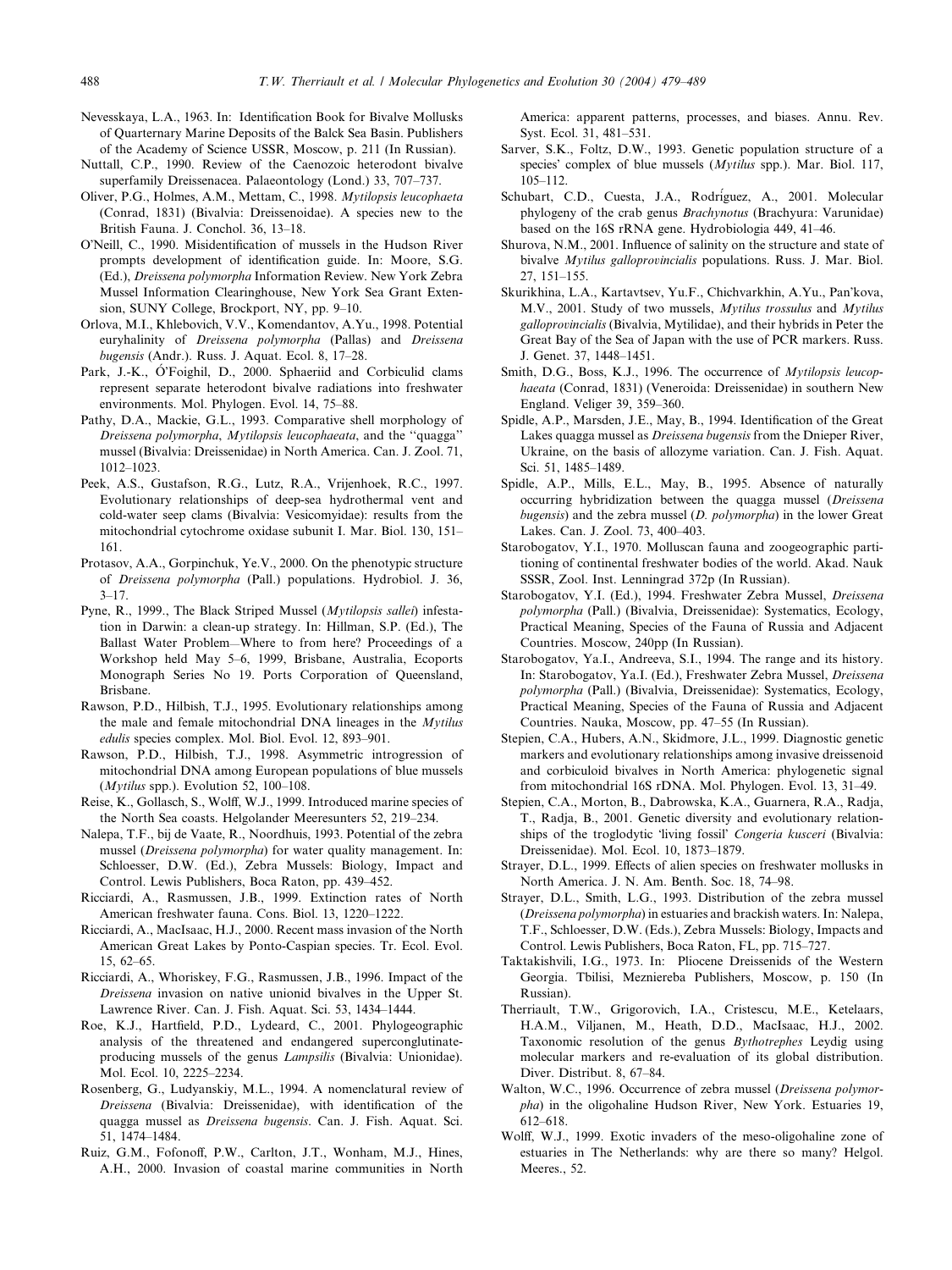Nevesskaya, L.A., 1963. In: Identification Book for Bivalve Mollusks of Quarternary Marine Deposits of the Balck Sea Basin. Publishers of the Academy of Science USSR, Moscow, p. 211 (In Russian).

Nuttall, C.P., 1990. Review of the Caenozoic heterodont bivalve superfamily Dreissenacea. Palaeontology (Lond.) 33, 707–737.

Oliver, P.G., Holmes, A.M., Mettam, C., 1998. *Mytilopsis leucophaeta* (Conrad, 1831) (Bivalvia: Dreissenoidae). A species new to the British Fauna. J. Conchol. 36, 13–18.

O'Neill, C., 1990. Misidentification of mussels in the Hudson River prompts development of identification guide. In: Moore, S.G. (Ed.), *Dreissena polymorpha* Information Review. New York Zebra Mussel Information Clearinghouse, New York Sea Grant Extension, SUNY College, Brockport, NY, pp. 9–10.

Orlova, M.I., Khlebovich, V.V., Komendantov, A.Yu., 1998. Potential euryhalinity of *Dreissena polymorpha* (Pallas) and *Dreissena bugensis* (Andr.). Russ. J. Aquat. Ecol. 8, 17–28.

Park, J.-K., Ó'Foighil, D., 2000. Sphaeriid and Corbiculid clams represent separate heterodont bivalve radiations into freshwater environments. Mol. Phylogen. Evol. 14, 75–88.

Pathy, D.A., Mackie, G.L., 1993. Comparative shell morphology of *Dreissena polymorpha*, *Mytilopsis leucophaeata*, and the "quagga" mussel (Bivalvia: Dreissenidae) in North America. Can. J. Zool. 71, 1012–1023.

Peek, A.S., Gustafson, R.G., Lutz, R.A., Vrijenhoek, R.C., 1997. Evolutionary relationships of deep-sea hydrothermal vent and cold-water seep clams (Bivalvia: Vesicomyidae): results from the mitochondrial cytochrome oxidase subunit I. Mar. Biol. 130, 151–161.

Protasov, A.A., Gorpinchuk, Ye.V., 2000. On the phenotypic structure of *Dreissena polymorpha* (Pall.) populations. Hydrobiol. J. 36, 3–17.

Pyne, R., 1999., The Black Striped Mussel (*Mytilopsis sallei*) infestation in Darwin: a clean-up strategy. In: Hillman, S.P. (Ed.), The Ballast Water Problem—Where to from here? Proceedings of a Workshop held May 5–6, 1999, Brisbane, Australia, Ecoports Monograph Series No 19. Ports Corporation of Queensland, Brisbane.

Rawson, P.D., Hilbish, T.J., 1995. Evolutionary relationships among the male and female mitochondrial DNA lineages in the *Mytilus edulis* species complex. Mol. Biol. Evol. 12, 893–901.

Rawson, P.D., Hilbish, T.J., 1998. Asymmetric introgression of mitochondrial DNA among European populations of blue mussels (*Mytilus* spp.). Evolution 52, 100–108.

Reise, K., Gollasch, S., Wolff, W.J., 1999. Introduced marine species of the North Sea coasts. Helgolander Meeresunters 52, 219–234.

Nalepa, T.F., bij de Vaate, R., Noordhuis, 1993. Potential of the zebra mussel (*Dreissena polymorpha*) for water quality management. In: Schloesser, D.W. (Ed.), Zebra Mussels: Biology, Impact and Control. Lewis Publishers, Boca Raton, pp. 439–452.

Ricciardi, A., Rasmussen, J.B., 1999. Extinction rates of North American freshwater fauna. Cons. Biol. 13, 1220–1222.

Ricciardi, A., MacIsaac, H.J., 2000. Recent mass invasion of the North American Great Lakes by Ponto-Caspian species. Tr. Ecol. Evol. 15, 62–65.

Ricciardi, A., Whoriskey, F.G., Rasmussen, J.B., 1996. Impact of the *Dreissena* invasion on native unionid bivalves in the Upper St. Lawrence River. Can. J. Fish. Aquat. Sci. 53, 1434–1444.

Roe, K.J., Hartfield, P.D., Lydeard, C., 2001. Phylogeographic analysis of the threatened and endangered superconglutinate-producing mussels of the genus *Lampsilis* (Bivalvia: Unionidae). Mol. Ecol. 10, 2225–2234.

Rosenberg, G., Ludyanskiy, M.L., 1994. A nomenclatural review of *Dreissena* (Bivalvia: Dreissenidae), with identification of the quagga mussel as *Dreissena bugensis*. Can. J. Fish. Aquat. Sci. 51, 1474–1484.

Ruiz, G.M., Fofonoff, P.W., Carlton, J.T., Wonham, M.J., Hines, A.H., 2000. Invasion of coastal marine communities in North America: apparent patterns, processes, and biases. Annu. Rev. Syst. Ecol. 31, 481–531.

Sarver, S.K., Foltz, D.W., 1993. Genetic population structure of a species' complex of blue mussels (*Mytilus* spp.). Mar. Biol. 117, 105–112.

Schubart, C.D., Cuesta, J.A., Rodríguez, A., 2001. Molecular phylogeny of the crab genus *Brachynotus* (Brachyura: Varunidae) based on the 16S rRNA gene. Hydrobiologia 449, 41–46.

Shurova, N.M., 2001. Influence of salinity on the structure and state of bivalve *Mytilus galloprovincialis* populations. Russ. J. Mar. Biol. 27, 151–155.

Skurikhina, L.A., Kartavtsev, Yu.F., Chichvarkhin, A.Yu., Pan'kova, M.V., 2001. Study of two mussels, *Mytilus trossulus* and *Mytilus galloprovincialis* (Bivalvia, Mytilidae), and their hybrids in Peter the Great Bay of the Sea of Japan with the use of PCR markers. Russ. J. Genet. 37, 1448–1451.

Smith, D.G., Boss, K.J., 1996. The occurrence of *Mytilopsis leucophaeata* (Conrad, 1831) (Veneroida: Dreissenidae) in southern New England. Veliger 39, 359–360.

Spidle, A.P., Marsden, J.E., May, B., 1994. Identification of the Great Lakes quagga mussel as *Dreissena bugensis* from the Dnieper River, Ukraine, on the basis of allozyme variation. Can. J. Fish. Aquat. Sci. 51, 1485–1489.

Spidle, A.P., Mills, E.L., May, B., 1995. Absence of naturally occurring hybridization between the quagga mussel (*Dreissena bugensis*) and the zebra mussel (*D. polymorpha*) in the lower Great Lakes. Can. J. Zool. 73, 400–403.

Starobogatov, Y.I., 1970. Molluscan fauna and zoogeographic partitioning of continental freshwater bodies of the world. Akad. Nauk SSSR, Zool. Inst. Lenningrad 372p (In Russian).

Starobogatov, Y.I. (Ed.), 1994. Freshwater Zebra Mussel, *Dreissena polymorpha* (Pall.) (Bivalvia, Dreissenidae): Systematics, Ecology, Practical Meaning, Species of the Fauna of Russia and Adjacent Countries. Moscow, 240pp (In Russian).

Starobogatov, Ya.I., Andreeva, S.I., 1994. The range and its history. In: Starobogatov, Ya.I. (Ed.), Freshwater Zebra Mussel, *Dreissena polymorpha* (Pall.) (Bivalvia, Dreissenidae): Systematics, Ecology, Practical Meaning, Species of the Fauna of Russia and Adjacent Countries. Nauka, Moscow, pp. 47–55 (In Russian).

Stepien, C.A., Hubers, A.N., Skidmore, J.L., 1999. Diagnostic genetic markers and evolutionary relationships among invasive dreissenoid and corbiculoid bivalves in North America: phylogenetic signal from mitochondrial 16S rDNA. Mol. Phylogen. Evol. 13, 31–49.

Stepien, C.A., Morton, B., Dabrowska, K.A., Guarnera, R.A., Radja, T., Radja, B., 2001. Genetic diversity and evolutionary relationships of the troglodytic 'living fossil' *Congeria kusceri* (Bivalvia: Dreissenidae). Mol. Ecol. 10, 1873–1879.

Strayer, D.L., 1999. Effects of alien species on freshwater mollusks in North America. J. N. Am. Benth. Soc. 18, 74–98.

Strayer, D.L., Smith, L.G., 1993. Distribution of the zebra mussel (*Dreissena polymorpha*) in estuaries and brackish waters. In: Nalepa, T.F., Schloesser, D.W. (Eds.), Zebra Mussels: Biology, Impacts and Control. Lewis Publishers, Boca Raton, FL, pp. 715–727.

Taktakishvili, I.G., 1973. In: Pliocene Dreissenids of the Western Georgia. Tbilisi, Mezniereba Publishers, Moscow, p. 150 (In Russian).

Therriault, T.W., Grigorovich, I.A., Cristescu, M.E., Ketelaars, H.A.M., Viljanen, M., Heath, D.D., MacIsaac, H.J., 2002. Taxonomic resolution of the genus *Bythotrephes* Leydig using molecular markers and re-evaluation of its global distribution. Diver. Distribut. 8, 67–84.

Walton, W.C., 1996. Occurrence of zebra mussel (*Dreissena polymorpha*) in the oligohaline Hudson River, New York. Estuaries 19, 612–618.

Wolff, W.J., 1999. Exotic invaders of the meso-oligohaline zone of estuaries in The Netherlands: why are there so many? Helgol. Meeres., 52.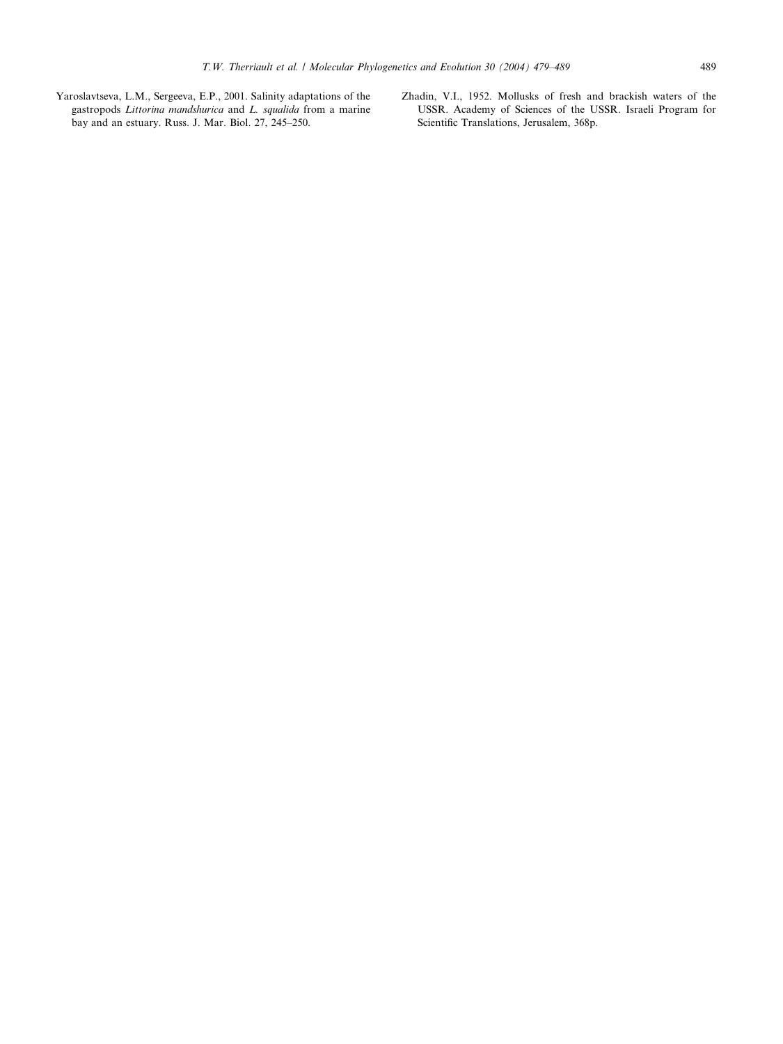Yaroslavtseva, L.M., Sergeeva, E.P., 2001. Salinity adaptations of the gastropods *Littorina mandshurica* and *L. squalida* from a marine bay and an estuary. Russ. J. Mar. Biol. 27, 245–250.

Zhadin, V.I., 1952. Mollusks of fresh and brackish waters of the USSR. Academy of Sciences of the USSR. Israeli Program for Scientific Translations, Jerusalem, 368p.